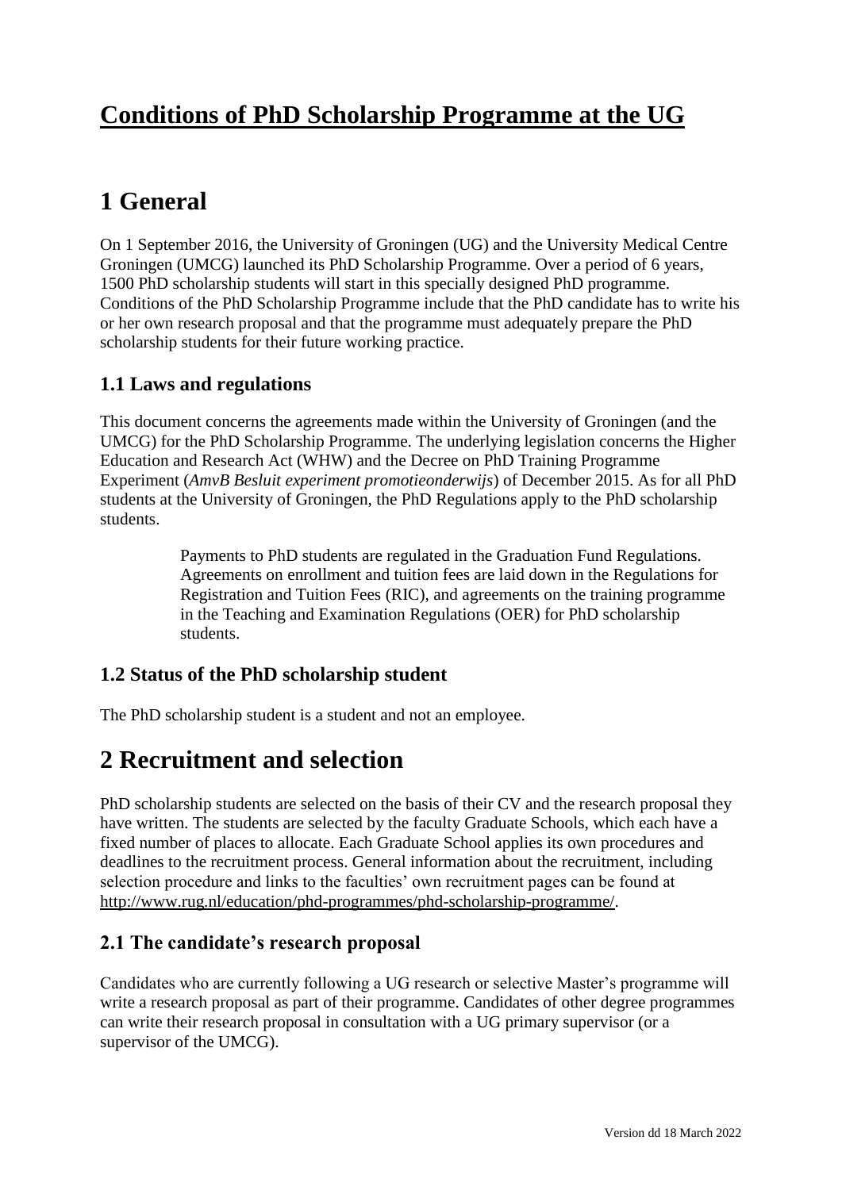# Conditions of PhD Scholarship Programme at the UG

# 1 General

On 1 September 2016, the University of Groningen (UG) and the University Medical Centre Groningen (UMCG) launched its PhD Scholarship Programme. Over a period of 6 years, 1500 PhD scholarship students will start in this specially designed PhD programme. Conditions of the PhD Scholarship Programme include that the PhD candidate has to write his or her own research proposal and that the programme must adequately prepare the PhD scholarship students for their future working practice.

## 1.1 Laws and regulations

This document concerns the agreements made within the University of Groningen (and the UMCG) for the PhD Scholarship Programme. The underlying legislation concerns the Higher Education and Research Act (WHW) and the Decree on PhD Training Programme Experiment (*AmvB Besluit experiment promotieonderwijs*) of December 2015. As for all PhD students at the University of Groningen, the PhD Regulations apply to the PhD scholarship students.

> Payments to PhD students are regulated in the Graduation Fund Regulations. Agreements on enrollment and tuition fees are laid down in the Regulations for Registration and Tuition Fees (RIC), and agreements on the training programme in the Teaching and Examination Regulations (OER) for PhD scholarship students.

## 1.2 Status of the PhD scholarship student

The PhD scholarship student is a student and not an employee.

# 2 Recruitment and selection

PhD scholarship students are selected on the basis of their CV and the research proposal they have written. The students are selected by the faculty Graduate Schools, which each have a fixed number of places to allocate. Each Graduate School applies its own procedures and deadlines to the recruitment process. General information about the recruitment, including selection procedure and links to the faculties' own recruitment pages can be found at http://www.rug.nl/education/phd-programmes/phd-scholarship-programme/.

## 2.1 The candidate's research proposal

Candidates who are currently following a UG research or selective Master's programme will write a research proposal as part of their programme. Candidates of other degree programmes can write their research proposal in consultation with a UG primary supervisor (or a supervisor of the UMCG).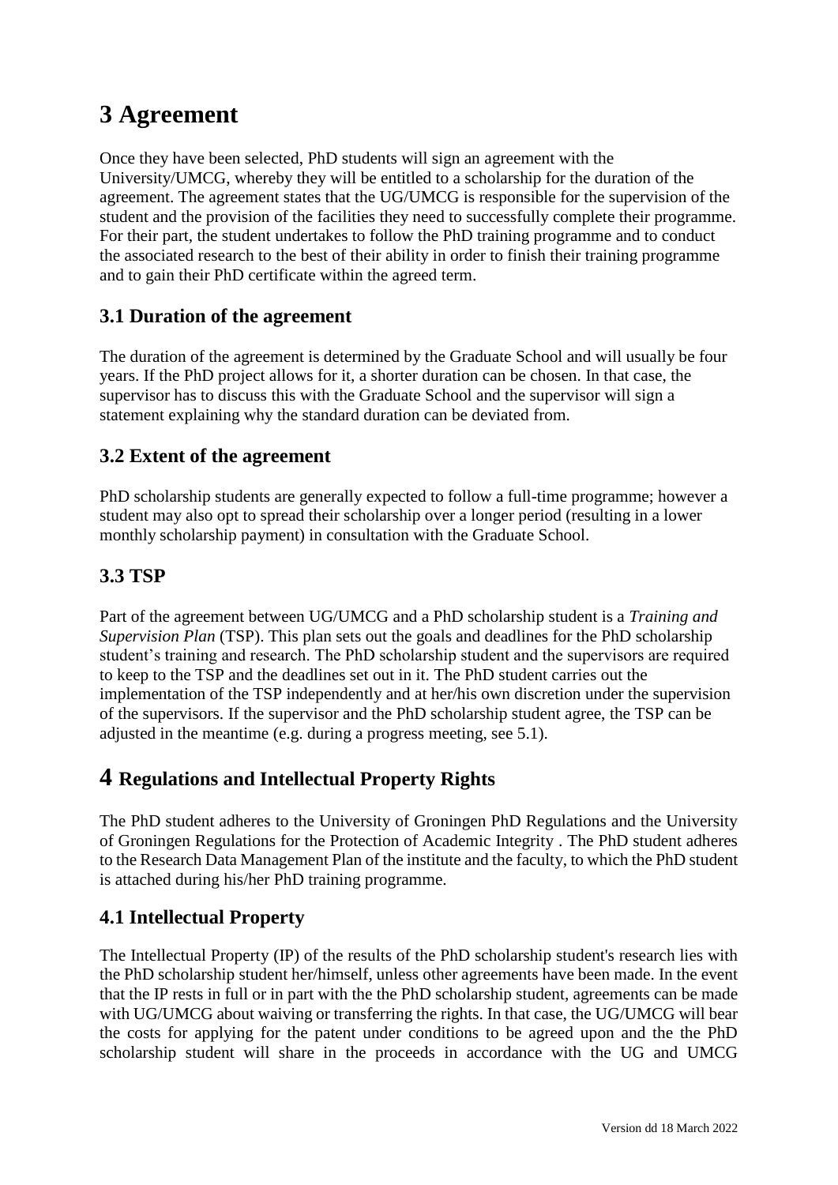# 3 Agreement

Once they have been selected, PhD students will sign an agreement with the University/UMCG, whereby they will be entitled to a scholarship for the duration of the agreement. The agreement states that the UG/UMCG is responsible for the supervision of the student and the provision of the facilities they need to successfully complete their programme. For their part, the student undertakes to follow the PhD training programme and to conduct the associated research to the best of their ability in order to finish their training programme and to gain their PhD certificate within the agreed term.

## 3.1 Duration of the agreement

The duration of the agreement is determined by the Graduate School and will usually be four years. If the PhD project allows for it, a shorter duration can be chosen. In that case, the supervisor has to discuss this with the Graduate School and the supervisor will sign a statement explaining why the standard duration can be deviated from.

## 3.2 Extent of the agreement

PhD scholarship students are generally expected to follow a full-time programme; however a student may also opt to spread their scholarship over a longer period (resulting in a lower monthly scholarship payment) in consultation with the Graduate School.

## 3.3 TSP

Part of the agreement between UG/UMCG and a PhD scholarship student is a *Training and Supervision Plan* (TSP). This plan sets out the goals and deadlines for the PhD scholarship student's training and research. The PhD scholarship student and the supervisors are required to keep to the TSP and the deadlines set out in it. The PhD student carries out the implementation of the TSP independently and at her/his own discretion under the supervision of the supervisors. If the supervisor and the PhD scholarship student agree, the TSP can be adjusted in the meantime (e.g. during a progress meeting, see 5.1).

# 4 Regulations and Intellectual Property Rights

The PhD student adheres to the University of Groningen PhD Regulations and the University of Groningen Regulations for the Protection of Academic Integrity . The PhD student adheres to the Research Data Management Plan of the institute and the faculty, to which the PhD student is attached during his/her PhD training programme.

## 4.1 Intellectual Property

The Intellectual Property (IP) of the results of the PhD scholarship student's research lies with the PhD scholarship student her/himself, unless other agreements have been made. In the event that the IP rests in full or in part with the the PhD scholarship student, agreements can be made with UG/UMCG about waiving or transferring the rights. In that case, the UG/UMCG will bear the costs for applying for the patent under conditions to be agreed upon and the the PhD scholarship student will share in the proceeds in accordance with the UG and UMCG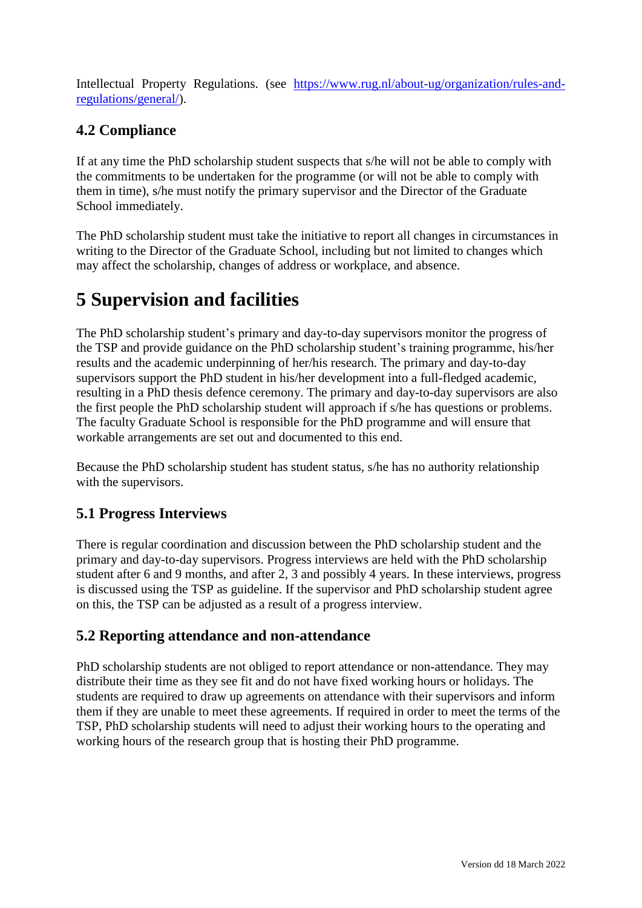Intellectual Property Regulations. (see [https://www.rug.nl/about-ug/organization/rules-and-regulations/general/](https://www.rug.nl/about-ug/organization/rules-and-regulations/general/)).

### 4.2 Compliance

If at any time the PhD scholarship student suspects that s/he will not be able to comply with the commitments to be undertaken for the programme (or will not be able to comply with them in time), s/he must notify the primary supervisor and the Director of the Graduate School immediately.

The PhD scholarship student must take the initiative to report all changes in circumstances in writing to the Director of the Graduate School, including but not limited to changes which may affect the scholarship, changes of address or workplace, and absence.

## 5 Supervision and facilities

The PhD scholarship student's primary and day-to-day supervisors monitor the progress of the TSP and provide guidance on the PhD scholarship student's training programme, his/her results and the academic underpinning of her/his research. The primary and day-to-day supervisors support the PhD student in his/her development into a full-fledged academic, resulting in a PhD thesis defence ceremony. The primary and day-to-day supervisors are also the first people the PhD scholarship student will approach if s/he has questions or problems. The faculty Graduate School is responsible for the PhD programme and will ensure that workable arrangements are set out and documented to this end.

Because the PhD scholarship student has student status, s/he has no authority relationship with the supervisors.

### 5.1 Progress Interviews

There is regular coordination and discussion between the PhD scholarship student and the primary and day-to-day supervisors. Progress interviews are held with the PhD scholarship student after 6 and 9 months, and after 2, 3 and possibly 4 years. In these interviews, progress is discussed using the TSP as guideline. If the supervisor and PhD scholarship student agree on this, the TSP can be adjusted as a result of a progress interview.

### 5.2 Reporting attendance and non-attendance

PhD scholarship students are not obliged to report attendance or non-attendance. They may distribute their time as they see fit and do not have fixed working hours or holidays. The students are required to draw up agreements on attendance with their supervisors and inform them if they are unable to meet these agreements. If required in order to meet the terms of the TSP, PhD scholarship students will need to adjust their working hours to the operating and working hours of the research group that is hosting their PhD programme.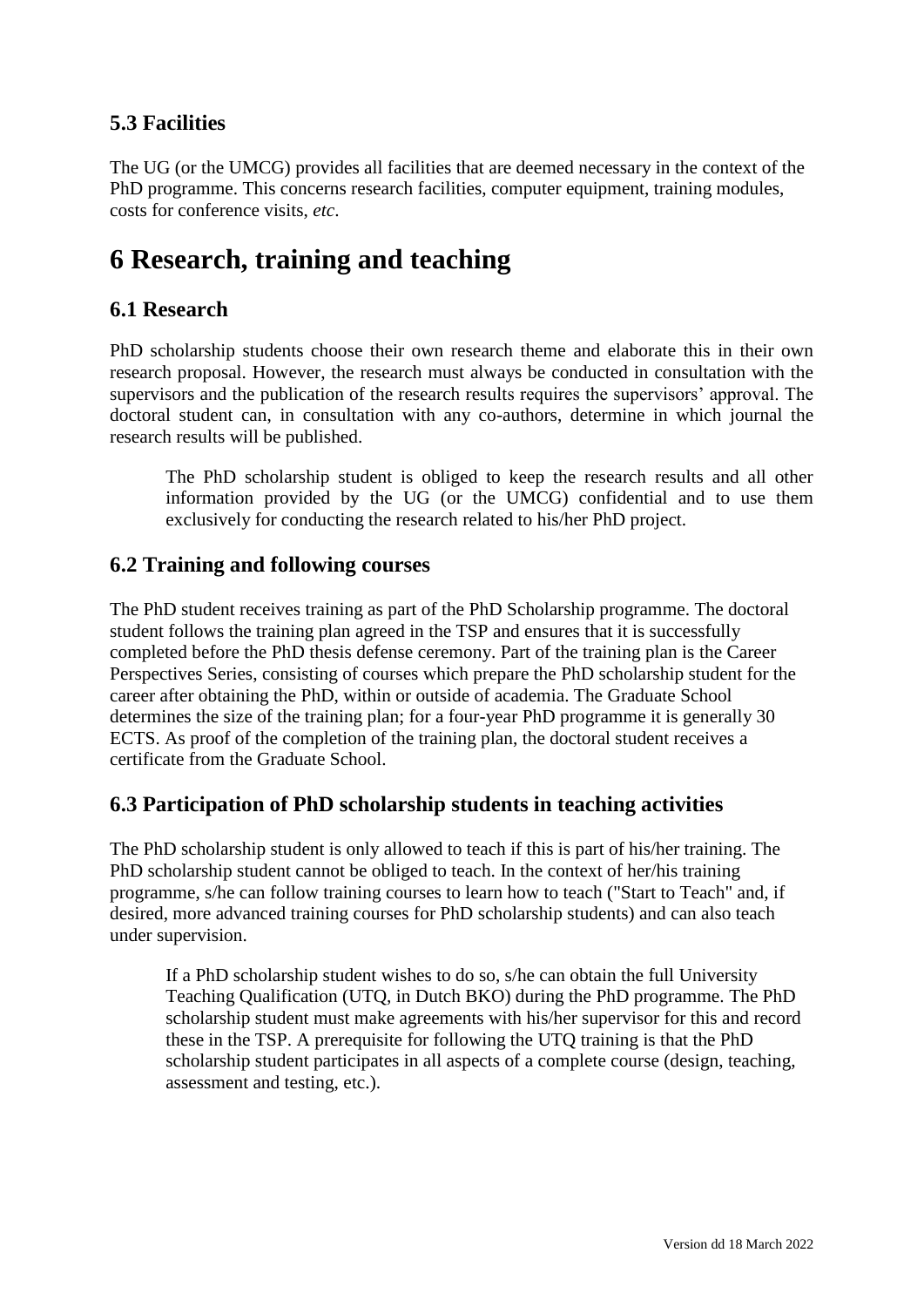### 5.3 Facilities

The UG (or the UMCG) provides all facilities that are deemed necessary in the context of the PhD programme. This concerns research facilities, computer equipment, training modules, costs for conference visits, *etc*.

# 6 Research, training and teaching

### 6.1 Research

PhD scholarship students choose their own research theme and elaborate this in their own research proposal. However, the research must always be conducted in consultation with the supervisors and the publication of the research results requires the supervisors' approval. The doctoral student can, in consultation with any co-authors, determine in which journal the research results will be published.

The PhD scholarship student is obliged to keep the research results and all other information provided by the UG (or the UMCG) confidential and to use them exclusively for conducting the research related to his/her PhD project.

### 6.2 Training and following courses

The PhD student receives training as part of the PhD Scholarship programme. The doctoral student follows the training plan agreed in the TSP and ensures that it is successfully completed before the PhD thesis defense ceremony. Part of the training plan is the Career Perspectives Series, consisting of courses which prepare the PhD scholarship student for the career after obtaining the PhD, within or outside of academia. The Graduate School determines the size of the training plan; for a four-year PhD programme it is generally 30 ECTS. As proof of the completion of the training plan, the doctoral student receives a certificate from the Graduate School.

### 6.3 Participation of PhD scholarship students in teaching activities

The PhD scholarship student is only allowed to teach if this is part of his/her training. The PhD scholarship student cannot be obliged to teach. In the context of her/his training programme, s/he can follow training courses to learn how to teach ("Start to Teach" and, if desired, more advanced training courses for PhD scholarship students) and can also teach under supervision.

If a PhD scholarship student wishes to do so, s/he can obtain the full University Teaching Qualification (UTQ, in Dutch BKO) during the PhD programme. The PhD scholarship student must make agreements with his/her supervisor for this and record these in the TSP. A prerequisite for following the UTQ training is that the PhD scholarship student participates in all aspects of a complete course (design, teaching, assessment and testing, etc.).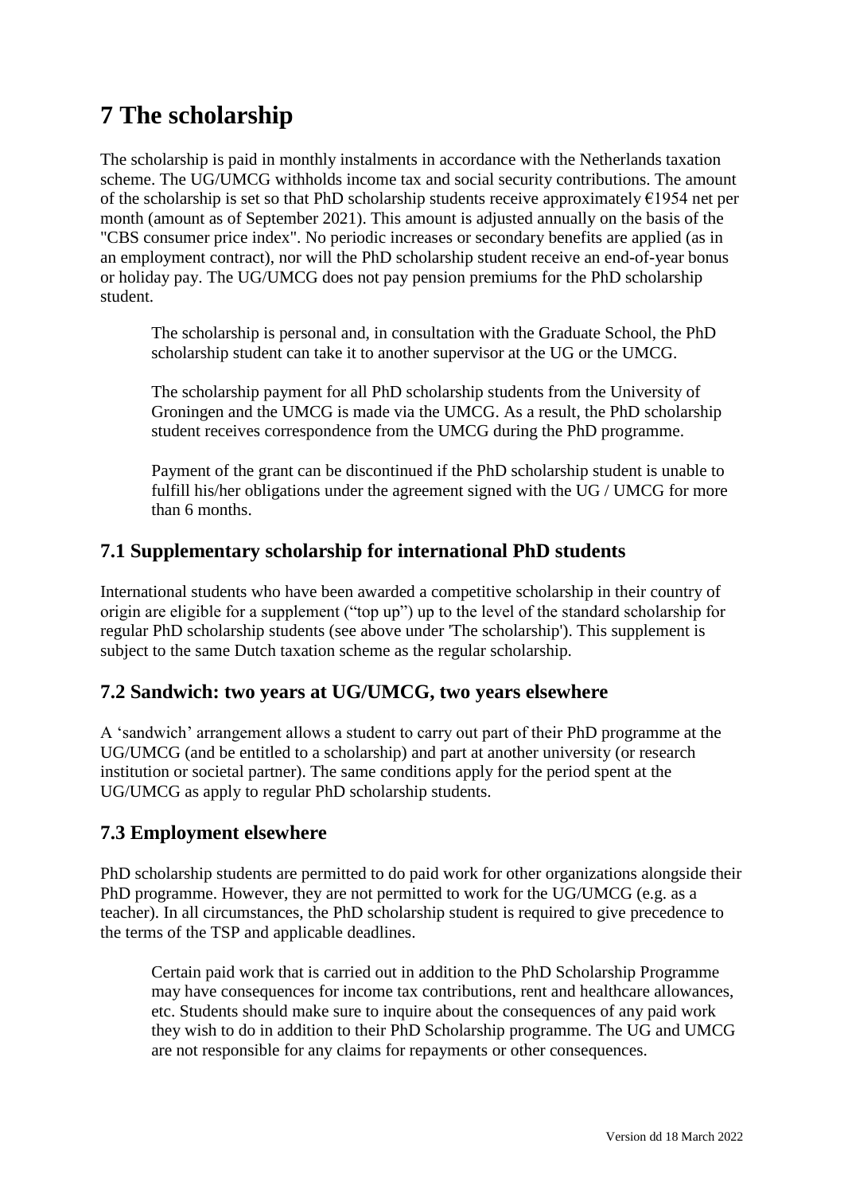# 7 The scholarship

The scholarship is paid in monthly instalments in accordance with the Netherlands taxation scheme. The UG/UMCG withholds income tax and social security contributions. The amount of the scholarship is set so that PhD scholarship students receive approximately €1954 net per month (amount as of September 2021). This amount is adjusted annually on the basis of the "CBS consumer price index". No periodic increases or secondary benefits are applied (as in an employment contract), nor will the PhD scholarship student receive an end-of-year bonus or holiday pay. The UG/UMCG does not pay pension premiums for the PhD scholarship student.

The scholarship is personal and, in consultation with the Graduate School, the PhD scholarship student can take it to another supervisor at the UG or the UMCG.

The scholarship payment for all PhD scholarship students from the University of Groningen and the UMCG is made via the UMCG. As a result, the PhD scholarship student receives correspondence from the UMCG during the PhD programme.

Payment of the grant can be discontinued if the PhD scholarship student is unable to fulfill his/her obligations under the agreement signed with the UG / UMCG for more than 6 months.

## 7.1 Supplementary scholarship for international PhD students

International students who have been awarded a competitive scholarship in their country of origin are eligible for a supplement ("top up") up to the level of the standard scholarship for regular PhD scholarship students (see above under 'The scholarship'). This supplement is subject to the same Dutch taxation scheme as the regular scholarship.

## 7.2 Sandwich: two years at UG/UMCG, two years elsewhere

A 'sandwich' arrangement allows a student to carry out part of their PhD programme at the UG/UMCG (and be entitled to a scholarship) and part at another university (or research institution or societal partner). The same conditions apply for the period spent at the UG/UMCG as apply to regular PhD scholarship students.

## 7.3 Employment elsewhere

PhD scholarship students are permitted to do paid work for other organizations alongside their PhD programme. However, they are not permitted to work for the UG/UMCG (e.g. as a teacher). In all circumstances, the PhD scholarship student is required to give precedence to the terms of the TSP and applicable deadlines.

Certain paid work that is carried out in addition to the PhD Scholarship Programme may have consequences for income tax contributions, rent and healthcare allowances, etc. Students should make sure to inquire about the consequences of any paid work they wish to do in addition to their PhD Scholarship programme. The UG and UMCG are not responsible for any claims for repayments or other consequences.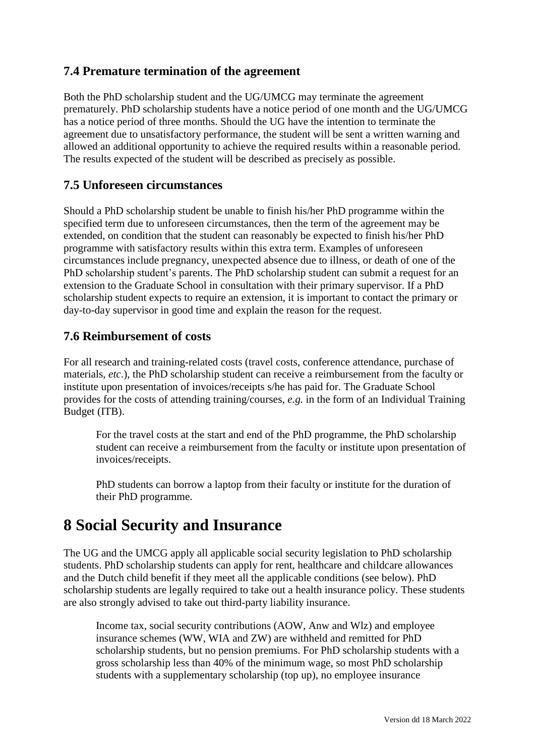### 7.4 Premature termination of the agreement

Both the PhD scholarship student and the UG/UMCG may terminate the agreement prematurely. PhD scholarship students have a notice period of one month and the UG/UMCG has a notice period of three months. Should the UG have the intention to terminate the agreement due to unsatisfactory performance, the student will be sent a written warning and allowed an additional opportunity to achieve the required results within a reasonable period. The results expected of the student will be described as precisely as possible.

### 7.5 Unforeseen circumstances

Should a PhD scholarship student be unable to finish his/her PhD programme within the specified term due to unforeseen circumstances, then the term of the agreement may be extended, on condition that the student can reasonably be expected to finish his/her PhD programme with satisfactory results within this extra term. Examples of unforeseen circumstances include pregnancy, unexpected absence due to illness, or death of one of the PhD scholarship student's parents. The PhD scholarship student can submit a request for an extension to the Graduate School in consultation with their primary supervisor. If a PhD scholarship student expects to require an extension, it is important to contact the primary or day-to-day supervisor in good time and explain the reason for the request.

### 7.6 Reimbursement of costs

For all research and training-related costs (travel costs, conference attendance, purchase of materials, *etc*.), the PhD scholarship student can receive a reimbursement from the faculty or institute upon presentation of invoices/receipts s/he has paid for. The Graduate School provides for the costs of attending training/courses, *e.g.* in the form of an Individual Training Budget (ITB).

For the travel costs at the start and end of the PhD programme, the PhD scholarship student can receive a reimbursement from the faculty or institute upon presentation of invoices/receipts.

PhD students can borrow a laptop from their faculty or institute for the duration of their PhD programme.

## 8 Social Security and Insurance

The UG and the UMCG apply all applicable social security legislation to PhD scholarship students. PhD scholarship students can apply for rent, healthcare and childcare allowances and the Dutch child benefit if they meet all the applicable conditions (see below). PhD scholarship students are legally required to take out a health insurance policy. These students are also strongly advised to take out third-party liability insurance.

Income tax, social security contributions (AOW, Anw and Wlz) and employee insurance schemes (WW, WIA and ZW) are withheld and remitted for PhD scholarship students, but no pension premiums. For PhD scholarship students with a gross scholarship less than 40% of the minimum wage, so most PhD scholarship students with a supplementary scholarship (top up), no employee insurance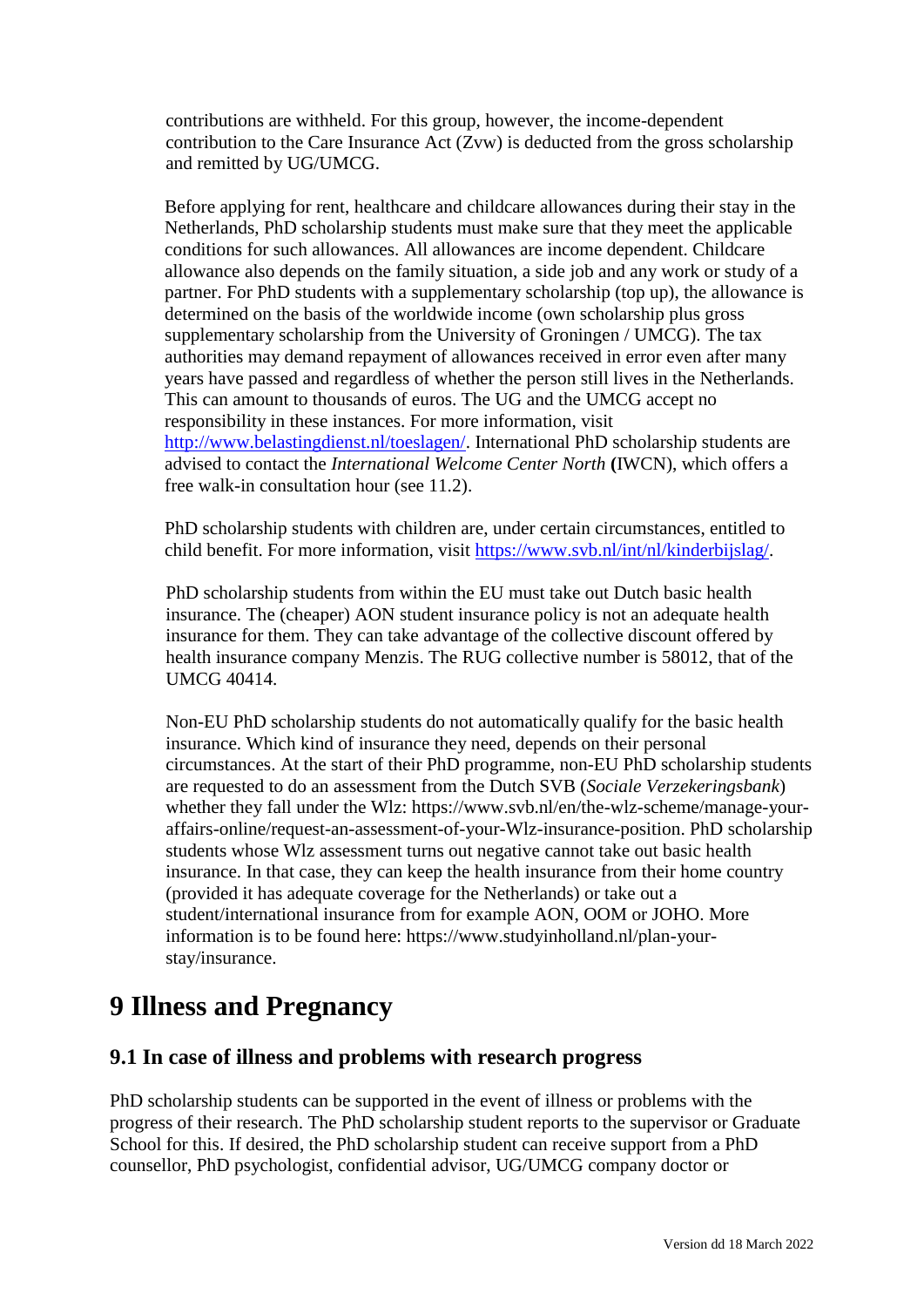contributions are withheld. For this group, however, the income-dependent contribution to the Care Insurance Act (Zvw) is deducted from the gross scholarship and remitted by UG/UMCG.

Before applying for rent, healthcare and childcare allowances during their stay in the Netherlands, PhD scholarship students must make sure that they meet the applicable conditions for such allowances. All allowances are income dependent. Childcare allowance also depends on the family situation, a side job and any work or study of a partner. For PhD students with a supplementary scholarship (top up), the allowance is determined on the basis of the worldwide income (own scholarship plus gross supplementary scholarship from the University of Groningen / UMCG). The tax authorities may demand repayment of allowances received in error even after many years have passed and regardless of whether the person still lives in the Netherlands. This can amount to thousands of euros. The UG and the UMCG accept no responsibility in these instances. For more information, visit http://www.belastingdienst.nl/toeslagen/. International PhD scholarship students are advised to contact the *International Welcome Center North* **(**IWCN), which offers a free walk-in consultation hour (see 11.2).

PhD scholarship students with children are, under certain circumstances, entitled to child benefit. For more information, visit https://www.svb.nl/int/nl/kinderbijslag/.

PhD scholarship students from within the EU must take out Dutch basic health insurance. The (cheaper) AON student insurance policy is not an adequate health insurance for them. They can take advantage of the collective discount offered by health insurance company Menzis. The RUG collective number is 58012, that of the UMCG 40414.

Non-EU PhD scholarship students do not automatically qualify for the basic health insurance. Which kind of insurance they need, depends on their personal circumstances. At the start of their PhD programme, non-EU PhD scholarship students are requested to do an assessment from the Dutch SVB (*Sociale Verzekeringsbank*) whether they fall under the Wlz: https://www.svb.nl/en/the-wlz-scheme/manage-your-affairs-online/request-an-assessment-of-your-Wlz-insurance-position. PhD scholarship students whose Wlz assessment turns out negative cannot take out basic health insurance. In that case, they can keep the health insurance from their home country (provided it has adequate coverage for the Netherlands) or take out a student/international insurance from for example AON, OOM or JOHO. More information is to be found here: https://www.studyinholland.nl/plan-your-stay/insurance.

# 9 Illness and Pregnancy

## 9.1 In case of illness and problems with research progress

PhD scholarship students can be supported in the event of illness or problems with the progress of their research. The PhD scholarship student reports to the supervisor or Graduate School for this. If desired, the PhD scholarship student can receive support from a PhD counsellor, PhD psychologist, confidential advisor, UG/UMCG company doctor or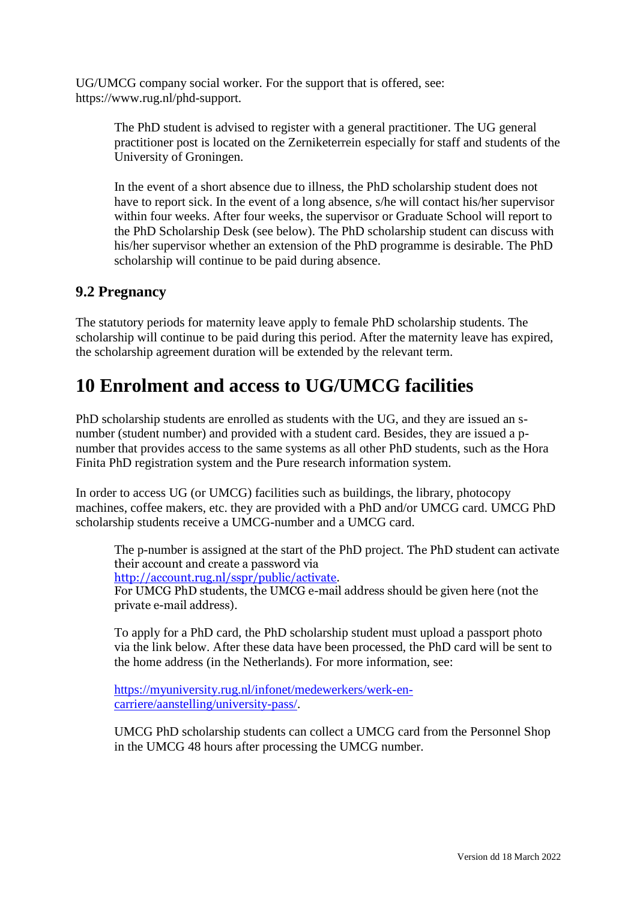UG/UMCG company social worker. For the support that is offered, see: https://www.rug.nl/phd-support.

> The PhD student is advised to register with a general practitioner. The UG general practitioner post is located on the Zerniketerrein especially for staff and students of the University of Groningen.
>
> In the event of a short absence due to illness, the PhD scholarship student does not have to report sick. In the event of a long absence, s/he will contact his/her supervisor within four weeks. After four weeks, the supervisor or Graduate School will report to the PhD Scholarship Desk (see below). The PhD scholarship student can discuss with his/her supervisor whether an extension of the PhD programme is desirable. The PhD scholarship will continue to be paid during absence.

### 9.2 Pregnancy

The statutory periods for maternity leave apply to female PhD scholarship students. The scholarship will continue to be paid during this period. After the maternity leave has expired, the scholarship agreement duration will be extended by the relevant term.

## 10 Enrolment and access to UG/UMCG facilities

PhD scholarship students are enrolled as students with the UG, and they are issued an s-number (student number) and provided with a student card. Besides, they are issued a p-number that provides access to the same systems as all other PhD students, such as the Hora Finita PhD registration system and the Pure research information system.

In order to access UG (or UMCG) facilities such as buildings, the library, photocopy machines, coffee makers, etc. they are provided with a PhD and/or UMCG card. UMCG PhD scholarship students receive a UMCG-number and a UMCG card.

> The p-number is assigned at the start of the PhD project. The PhD student can activate their account and create a password via http://account.rug.nl/sspr/public/activate.
> For UMCG PhD students, the UMCG e-mail address should be given here (not the private e-mail address).
>
> To apply for a PhD card, the PhD scholarship student must upload a passport photo via the link below. After these data have been processed, the PhD card will be sent to the home address (in the Netherlands). For more information, see:
>
> https://myuniversity.rug.nl/infonet/medewerkers/werk-en-carriere/aanstelling/university-pass/.
>
> UMCG PhD scholarship students can collect a UMCG card from the Personnel Shop in the UMCG 48 hours after processing the UMCG number.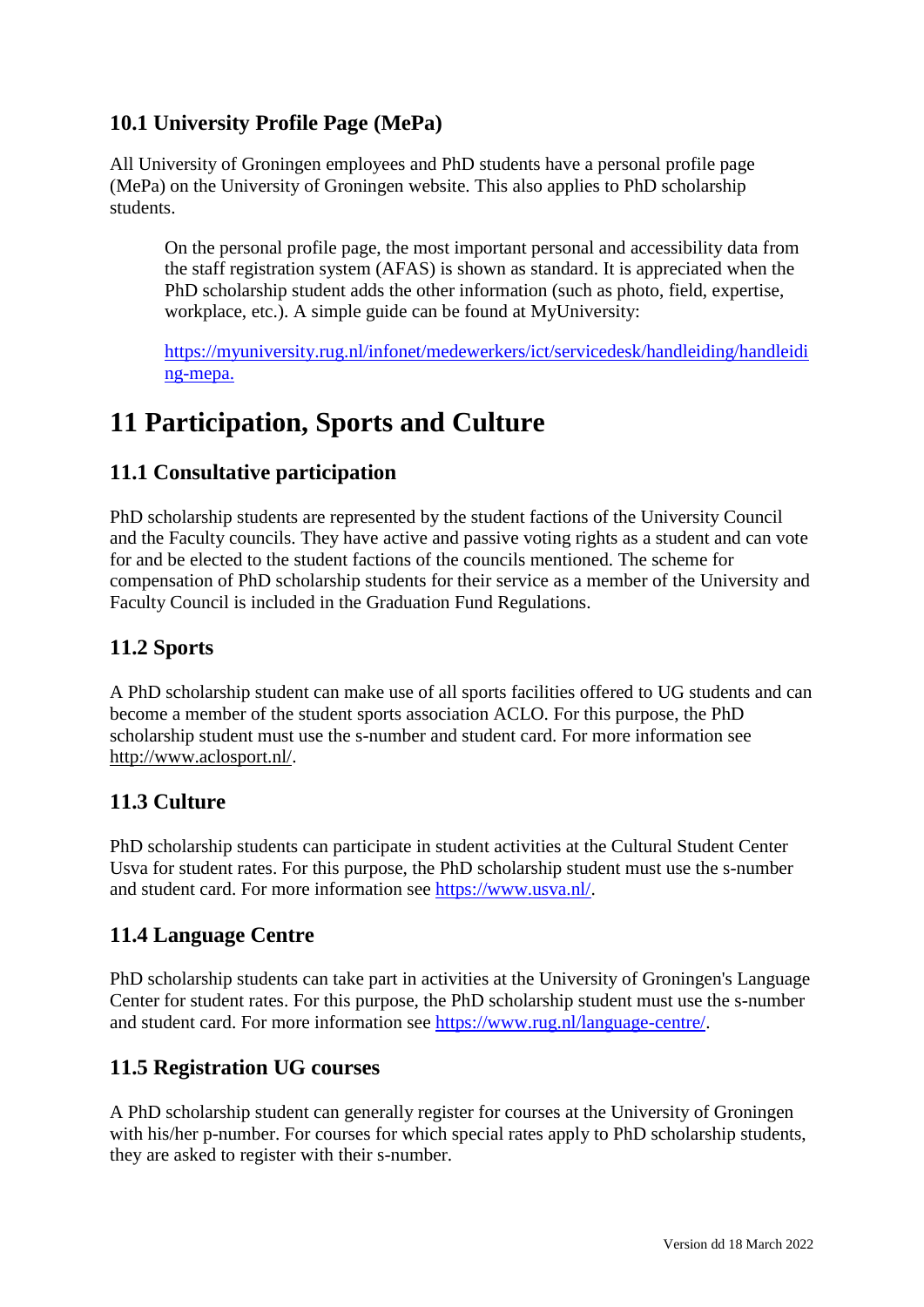### 10.1 University Profile Page (MePa)

All University of Groningen employees and PhD students have a personal profile page (MePa) on the University of Groningen website. This also applies to PhD scholarship students.

> On the personal profile page, the most important personal and accessibility data from the staff registration system (AFAS) is shown as standard. It is appreciated when the PhD scholarship student adds the other information (such as photo, field, expertise, workplace, etc.). A simple guide can be found at MyUniversity:
>
> https://myuniversity.rug.nl/infonet/medewerkers/ict/servicedesk/handleiding/handleiding-mepa.

## 11 Participation, Sports and Culture

### 11.1 Consultative participation

PhD scholarship students are represented by the student factions of the University Council and the Faculty councils. They have active and passive voting rights as a student and can vote for and be elected to the student factions of the councils mentioned. The scheme for compensation of PhD scholarship students for their service as a member of the University and Faculty Council is included in the Graduation Fund Regulations.

### 11.2 Sports

A PhD scholarship student can make use of all sports facilities offered to UG students and can become a member of the student sports association ACLO. For this purpose, the PhD scholarship student must use the s-number and student card. For more information see http://www.aclosport.nl/.

### 11.3 Culture

PhD scholarship students can participate in student activities at the Cultural Student Center Usva for student rates. For this purpose, the PhD scholarship student must use the s-number and student card. For more information see https://www.usva.nl/.

### 11.4 Language Centre

PhD scholarship students can take part in activities at the University of Groningen's Language Center for student rates. For this purpose, the PhD scholarship student must use the s-number and student card. For more information see https://www.rug.nl/language-centre/.

### 11.5 Registration UG courses

A PhD scholarship student can generally register for courses at the University of Groningen with his/her p-number. For courses for which special rates apply to PhD scholarship students, they are asked to register with their s-number.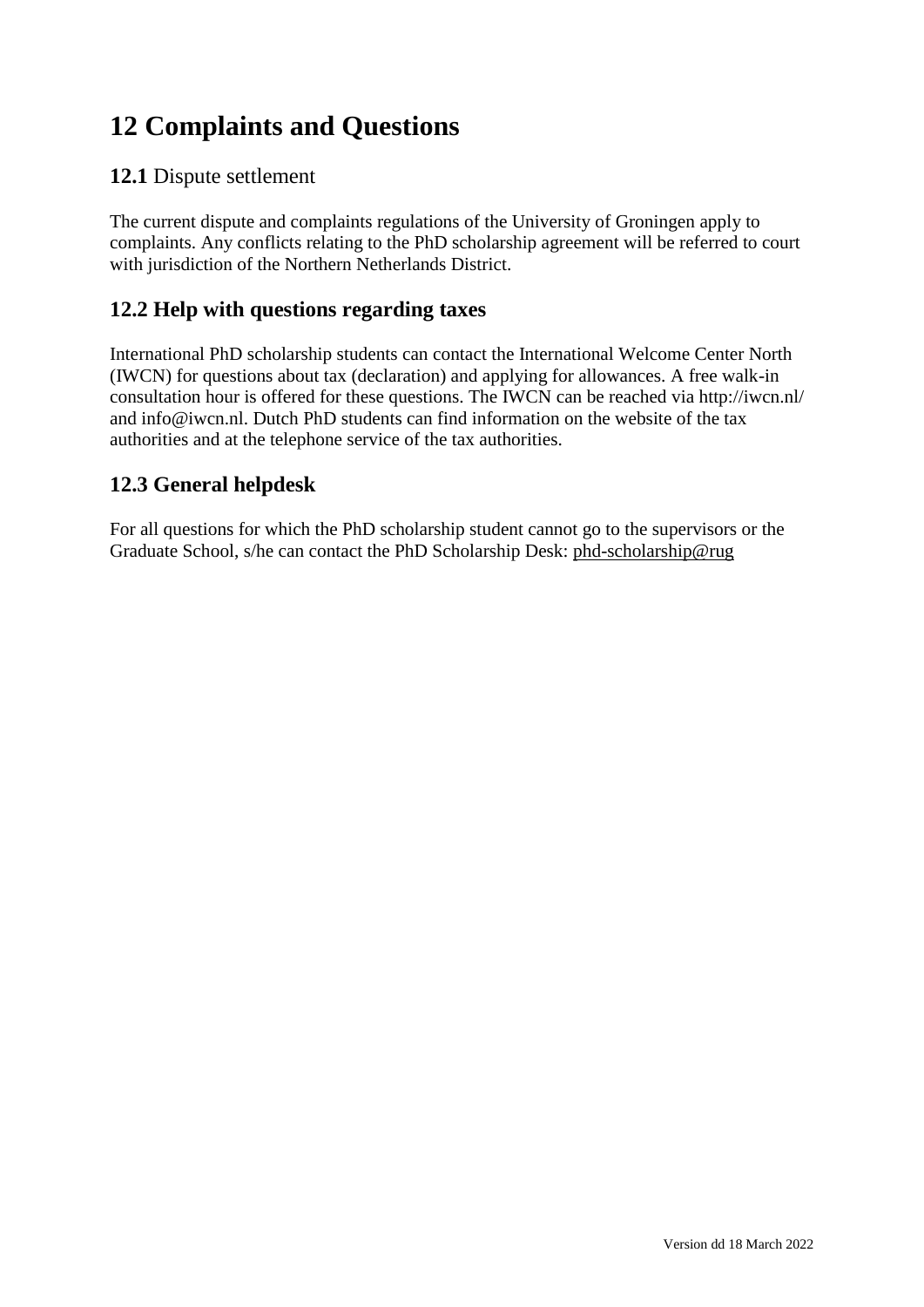# 12 Complaints and Questions

## 12.1 Dispute settlement

The current dispute and complaints regulations of the University of Groningen apply to complaints. Any conflicts relating to the PhD scholarship agreement will be referred to court with jurisdiction of the Northern Netherlands District.

## 12.2 Help with questions regarding taxes

International PhD scholarship students can contact the International Welcome Center North (IWCN) for questions about tax (declaration) and applying for allowances. A free walk-in consultation hour is offered for these questions. The IWCN can be reached via http://iwcn.nl/ and info@iwcn.nl. Dutch PhD students can find information on the website of the tax authorities and at the telephone service of the tax authorities.

## 12.3 General helpdesk

For all questions for which the PhD scholarship student cannot go to the supervisors or the Graduate School, s/he can contact the PhD Scholarship Desk: phd-scholarship@rug

Version dd 18 March 2022